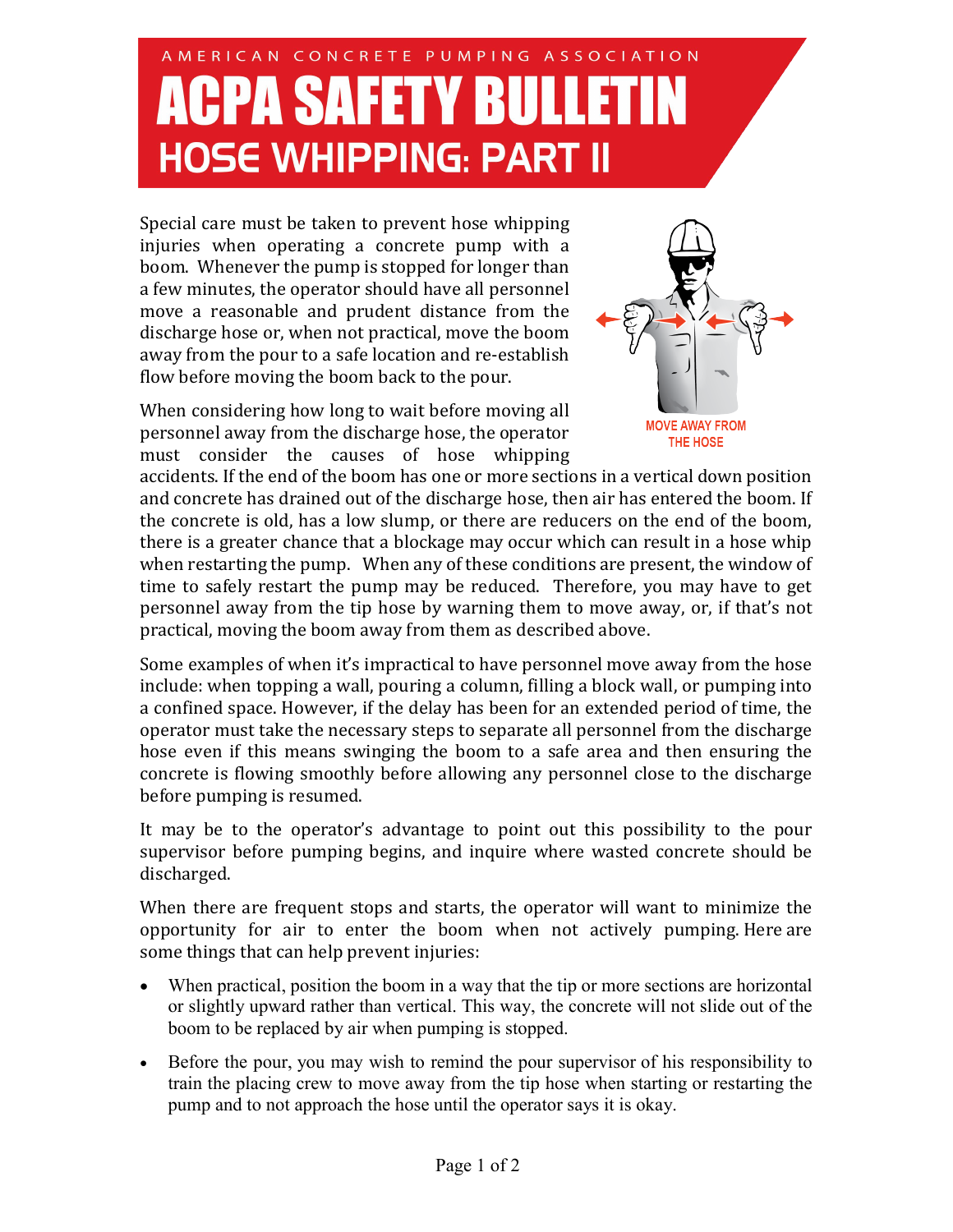AMERICAN CONCRETE PUMPING ASSOCIATION

# ACPA SAFETY BULLETIN

## HOSE WHIPPING: PART II

Special care must be taken to prevent hose whipping injuries when operating a concrete pump with a boom. Whenever the pump is stopped for longer than a few minutes, the operator should have all personnel move a reasonable and prudent distance from the discharge hose or, when not practical, move the boom away from the pour to a safe location and re-establish flow before moving the boom back to the pour.

MOVE AWAY FROM THE HOSE

When considering how long to wait before moving all personnel away from the discharge hose, the operator must consider the causes of hose whipping accidents. If the end of the boom has one or more sections in a vertical down position and concrete has drained out of the discharge hose, then air has entered the boom. If the concrete is old, has a low slump, or there are reducers on the end of the boom, there is a greater chance that a blockage may occur which can result in a hose whip when restarting the pump. When any of these conditions are present, the window of time to safely restart the pump may be reduced. Therefore, you may have to get personnel away from the tip hose by warning them to move away, or, if that's not practical, moving the boom away from them as described above.

Some examples of when it's impractical to have personnel move away from the hose include: when topping a wall, pouring a column, filling a block wall, or pumping into a confined space. However, if the delay has been for an extended period of time, the operator must take the necessary steps to separate all personnel from the discharge hose even if this means swinging the boom to a safe area and then ensuring the concrete is flowing smoothly before allowing any personnel close to the discharge before pumping is resumed.

It may be to the operator's advantage to point out this possibility to the pour supervisor before pumping begins, and inquire where wasted concrete should be discharged.

When there are frequent stops and starts, the operator will want to minimize the opportunity for air to enter the boom when not actively pumping. Here are some things that can help prevent injuries:

- When practical, position the boom in a way that the tip or more sections are horizontal or slightly upward rather than vertical. This way, the concrete will not slide out of the boom to be replaced by air when pumping is stopped.
- Before the pour, you may wish to remind the pour supervisor of his responsibility to train the placing crew to move away from the tip hose when starting or restarting the pump and to not approach the hose until the operator says it is okay.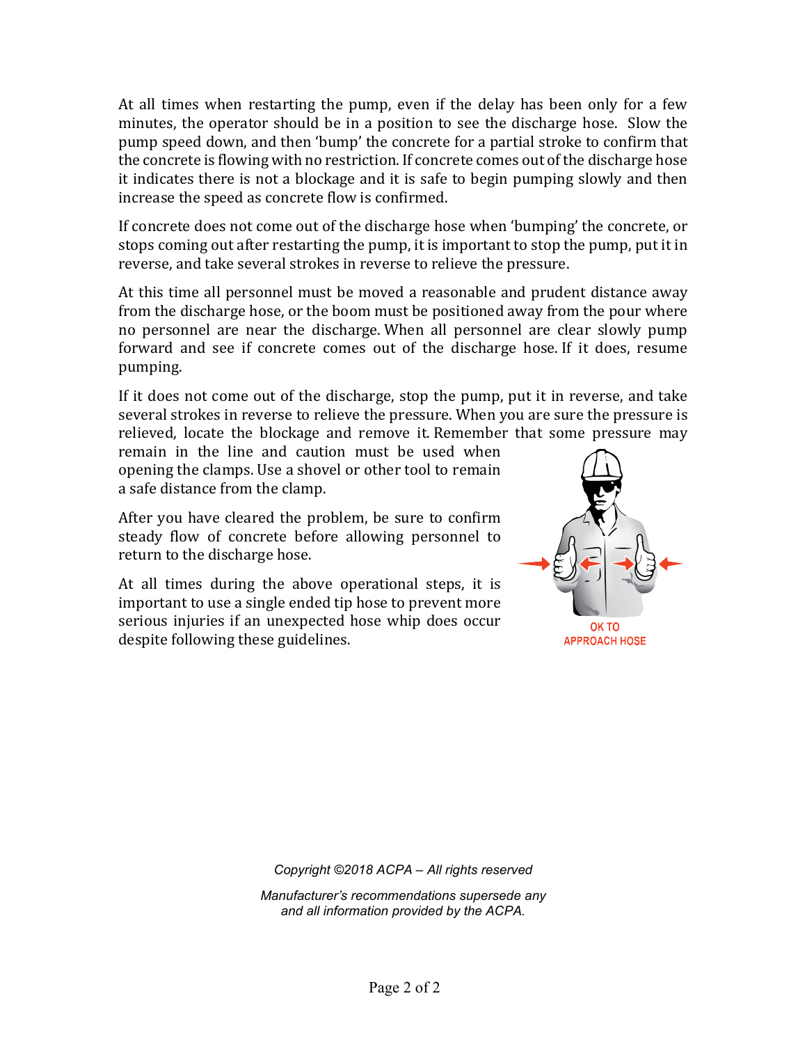At all times when restarting the pump, even if the delay has been only for a few minutes, the operator should be in a position to see the discharge hose. Slow the pump speed down, and then 'bump' the concrete for a partial stroke to confirm that the concrete is flowing with no restriction. If concrete comes out of the discharge hose it indicates there is not a blockage and it is safe to begin pumping slowly and then increase the speed as concrete flow is confirmed.

If concrete does not come out of the discharge hose when 'bumping' the concrete, or stops coming out after restarting the pump, it is important to stop the pump, put it in reverse, and take several strokes in reverse to relieve the pressure.

At this time all personnel must be moved a reasonable and prudent distance away from the discharge hose, or the boom must be positioned away from the pour where no personnel are near the discharge. When all personnel are clear slowly pump forward and see if concrete comes out of the discharge hose. If it does, resume pumping.

If it does not come out of the discharge, stop the pump, put it in reverse, and take several strokes in reverse to relieve the pressure. When you are sure the pressure is relieved, locate the blockage and remove it. Remember that some pressure may remain in the line and caution must be used when opening the clamps. Use a shovel or other tool to remain a safe distance from the clamp.

After you have cleared the problem, be sure to confirm steady flow of concrete before allowing personnel to return to the discharge hose.

At all times during the above operational steps, it is important to use a single ended tip hose to prevent more serious injuries if an unexpected hose whip does occur despite following these guidelines.

OK TO
APPROACH HOSE

*Copyright ©2018 ACPA – All rights reserved*

*Manufacturer's recommendations supersede any and all information provided by the ACPA.*